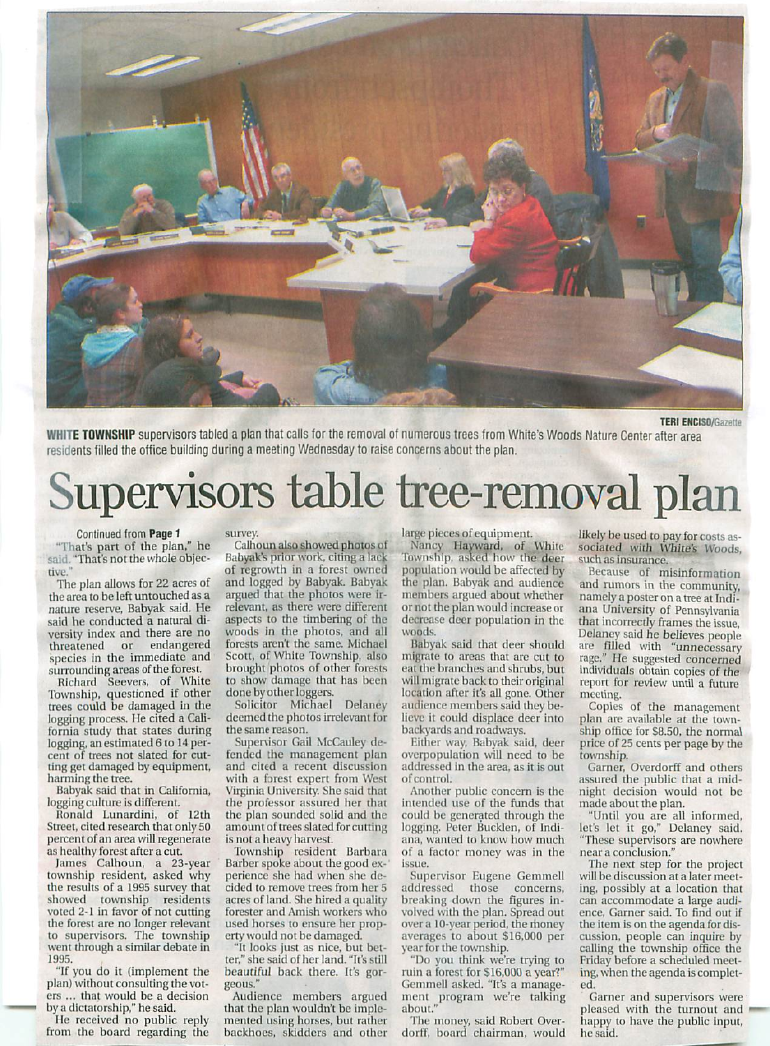TERI ENCISO/Gazette

**WHITE TOWNSHIP** supervisors tabled a plan that calls for the removal of numerous trees from White's Woods Nature Center after area residents filled the office building during a meeting Wednesday to raise concerns about the plan.

# Supervisors table tree-removal plan

Continued from **Page 1**

"That's part of the plan," he said. "That's not the whole objective."

The plan allows for 22 acres of the area to be left untouched as a nature reserve, Babyak said. He said he conducted a natural diversity index and there are no threatened or endangered species in the immediate and surrounding areas of the forest.

Richard Seevers, of White Township, questioned if other trees could be damaged in the logging process. He cited a California study that states during logging, an estimated 6 to 14 percent of trees not slated for cutting get damaged by equipment, harming the tree.

Babyak said that in California, logging culture is different.

Ronald Lunardini, of 12th Street, cited research that only 50 percent of an area will regenerate as healthy forest after a cut.

James Calhoun, a 23-year township resident, asked why the results of a 1995 survey that showed township residents voted 2-1 in favor of not cutting the forest are no longer relevant to supervisors. The township went through a similar debate in 1995.

"If you do it (implement the plan) without consulting the voters ... that would be a decision by a dictatorship," he said.

He received no public reply from the board regarding the survey.

Calhoun also showed photos of Babyak's prior work, citing a lack of regrowth in a forest owned and logged by Babyak. Babyak argued that the photos were irrelevant, as there were different aspects to the timbering of the woods in the photos, and all forests aren't the same. Michael Scott, of White Township, also brought photos of other forests to show damage that has been done by other loggers.

Solicitor Michael Delaney deemed the photos irrelevant for the same reason.

Supervisor Gail McCauley defended the management plan and cited a recent discussion with a forest expert from West Virginia University. She said that the professor assured her that the plan sounded solid and the amount of trees slated for cutting is not a heavy harvest.

Township resident Barbara Barber spoke about the good experience she had when she decided to remove trees from her 5 acres of land. She hired a quality forester and Amish workers who used horses to ensure her property would not be damaged.

"It looks just as nice, but better," she said of her land. "It's still beautiful back there. It's gorgeous."

Audience members argued that the plan wouldn't be implemented using horses, but rather backhoes, skidders and other large pieces of equipment.

Nancy Hayward, of White Township, asked how the deer population would be affected by the plan. Babyak and audience members argued about whether or not the plan would increase or decrease deer population in the woods.

Babyak said that deer should migrate to areas that are cut to eat the branches and shrubs, but will migrate back to their original location after it's all gone. Other audience members said they believe it could displace deer into backyards and roadways.

Either way, Babyak said, deer overpopulation will need to be addressed in the area, as it is out of control.

Another public concern is the intended use of the funds that could be generated through the logging. Peter Bucklen, of Indiana, wanted to know how much of a factor money was in the issue.

Supervisor Eugene Gemmell addressed those concerns, breaking down the figures involved with the plan. Spread out over a 10-year period, the money averages to about $16,000 per year for the township.

"Do you think we're trying to ruin a forest for $16,000 a year?" Gemmell asked. "It's a management program we're talking about."

The money, said Robert Overdorff, board chairman, would likely be used to pay for costs associated with White's Woods, such as insurance.

Because of misinformation and rumors in the community, namely a poster on a tree at Indiana University of Pennsylvania that incorrectly frames the issue, Delaney said he believes people are filled with "unnecessary rage." He suggested concerned individuals obtain copies of the report for review until a future meeting.

Copies of the management plan are available at the township office for $8.50, the normal price of 25 cents per page by the township.

Garner, Overdorff and others assured the public that a midnight decision would not be made about the plan.

"Until you are all informed, let's let it go," Delaney said. "These supervisors are nowhere near a conclusion."

The next step for the project will be discussion at a later meeting, possibly at a location that can accommodate a large audience, Garner said. To find out if the item is on the agenda for discussion, people can inquire by calling the township office the Friday before a scheduled meeting, when the agenda is completed.

Garner and supervisors were pleased with the turnout and happy to have the public input, he said.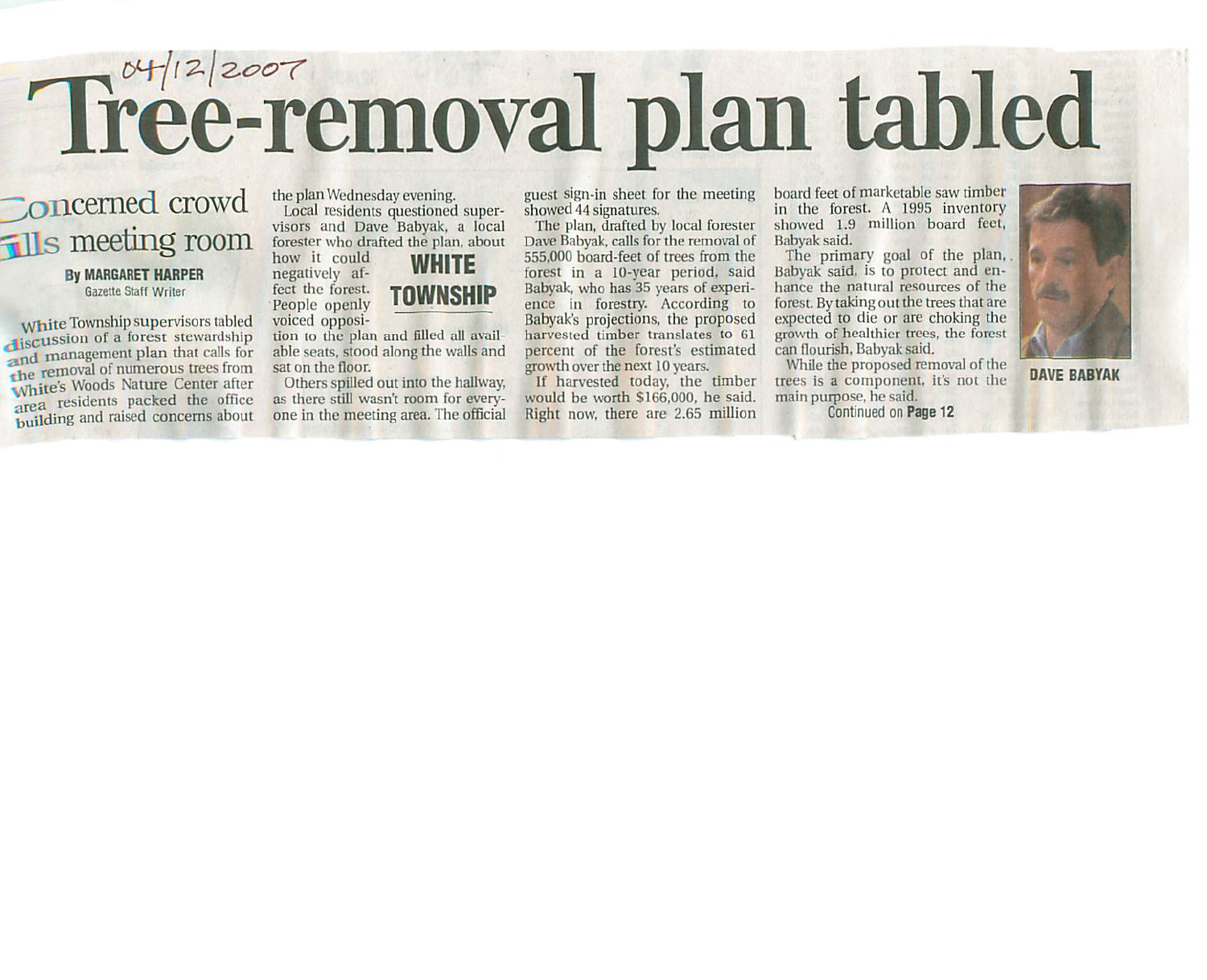04/12/2007

# Tree-removal plan tabled

## Concerned crowd fills meeting room

**By MARGARET HARPER**
Gazette Staff Writer

**WHITE TOWNSHIP**

White Township supervisors tabled discussion of a forest stewardship and management plan that calls for the removal of numerous trees from White's Woods Nature Center after area residents packed the office building and raised concerns about the plan Wednesday evening.

Local residents questioned supervisors and Dave Babyak, a local forester who drafted the plan, about how it could negatively affect the forest. People openly voiced opposition to the plan and filled all available seats, stood along the walls and sat on the floor.

Others spilled out into the hallway, as there still wasn't room for everyone in the meeting area. The official guest sign-in sheet for the meeting showed 44 signatures.

The plan, drafted by local forester Dave Babyak, calls for the removal of 555,000 board-feet of trees from the forest in a 10-year period, said Babyak, who has 35 years of experience in forestry. According to Babyak's projections, the proposed harvested timber translates to 61 percent of the forest's estimated growth over the next 10 years.

If harvested today, the timber would be worth $166,000, he said. Right now, there are 2.65 million board feet of marketable saw timber in the forest. A 1995 inventory showed 1.9 million board feet, Babyak said.

The primary goal of the plan, Babyak said, is to protect and enhance the natural resources of the forest. By taking out the trees that are expected to die or are choking the growth of healthier trees, the forest can flourish, Babyak said.

While the proposed removal of the trees is a component, it's not the main purpose, he said.

Continued on **Page 12**

DAVE BABYAK